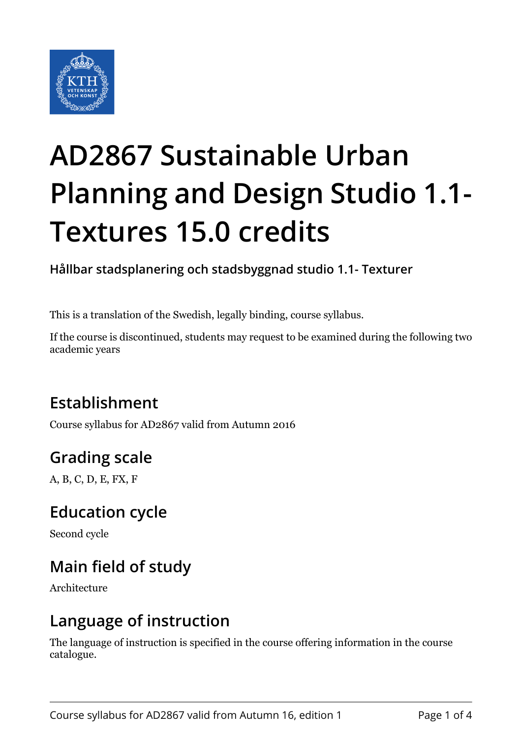# AD2867 Sustainable Urban Planning and Design Studio 1.1- Textures 15.0 credits

**Hållbar stadsplanering och stadsbyggnad studio 1.1- Texturer**

This is a translation of the Swedish, legally binding, course syllabus.

If the course is discontinued, students may request to be examined during the following two academic years

## Establishment

Course syllabus for AD2867 valid from Autumn 2016

## Grading scale

A, B, C, D, E, FX, F

## Education cycle

Second cycle

## Main field of study

Architecture

## Language of instruction

The language of instruction is specified in the course offering information in the course catalogue.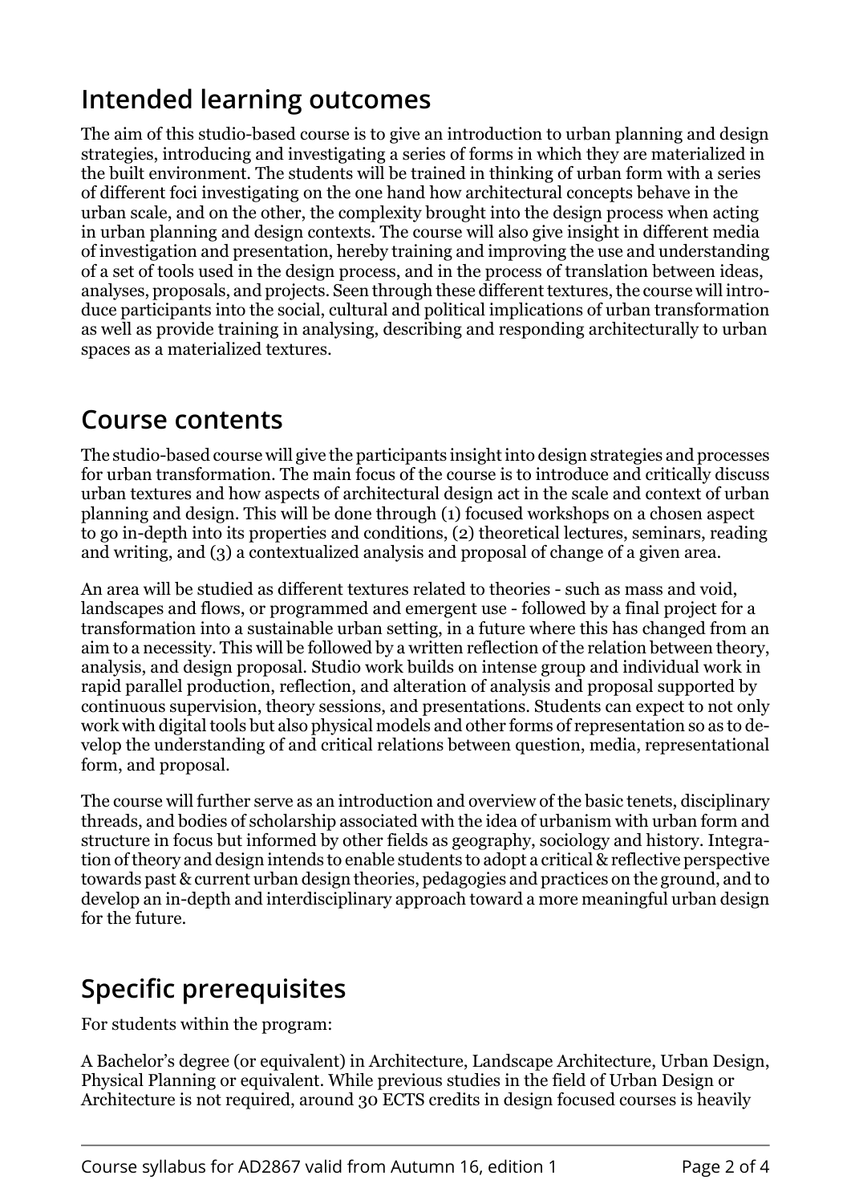## Intended learning outcomes

The aim of this studio-based course is to give an introduction to urban planning and design strategies, introducing and investigating a series of forms in which they are materialized in the built environment. The students will be trained in thinking of urban form with a series of different foci investigating on the one hand how architectural concepts behave in the urban scale, and on the other, the complexity brought into the design process when acting in urban planning and design contexts. The course will also give insight in different media of investigation and presentation, hereby training and improving the use and understanding of a set of tools used in the design process, and in the process of translation between ideas, analyses, proposals, and projects. Seen through these different textures, the course will introduce participants into the social, cultural and political implications of urban transformation as well as provide training in analysing, describing and responding architecturally to urban spaces as a materialized textures.

## Course contents

The studio-based course will give the participants insight into design strategies and processes for urban transformation. The main focus of the course is to introduce and critically discuss urban textures and how aspects of architectural design act in the scale and context of urban planning and design. This will be done through (1) focused workshops on a chosen aspect to go in-depth into its properties and conditions, (2) theoretical lectures, seminars, reading and writing, and (3) a contextualized analysis and proposal of change of a given area.

An area will be studied as different textures related to theories - such as mass and void, landscapes and flows, or programmed and emergent use - followed by a final project for a transformation into a sustainable urban setting, in a future where this has changed from an aim to a necessity. This will be followed by a written reflection of the relation between theory, analysis, and design proposal. Studio work builds on intense group and individual work in rapid parallel production, reflection, and alteration of analysis and proposal supported by continuous supervision, theory sessions, and presentations. Students can expect to not only work with digital tools but also physical models and other forms of representation so as to develop the understanding of and critical relations between question, media, representational form, and proposal.

The course will further serve as an introduction and overview of the basic tenets, disciplinary threads, and bodies of scholarship associated with the idea of urbanism with urban form and structure in focus but informed by other fields as geography, sociology and history. Integration of theory and design intends to enable students to adopt a critical & reflective perspective towards past & current urban design theories, pedagogies and practices on the ground, and to develop an in-depth and interdisciplinary approach toward a more meaningful urban design for the future.

## Specific prerequisites

For students within the program:

A Bachelor's degree (or equivalent) in Architecture, Landscape Architecture, Urban Design, Physical Planning or equivalent. While previous studies in the field of Urban Design or Architecture is not required, around 30 ECTS credits in design focused courses is heavily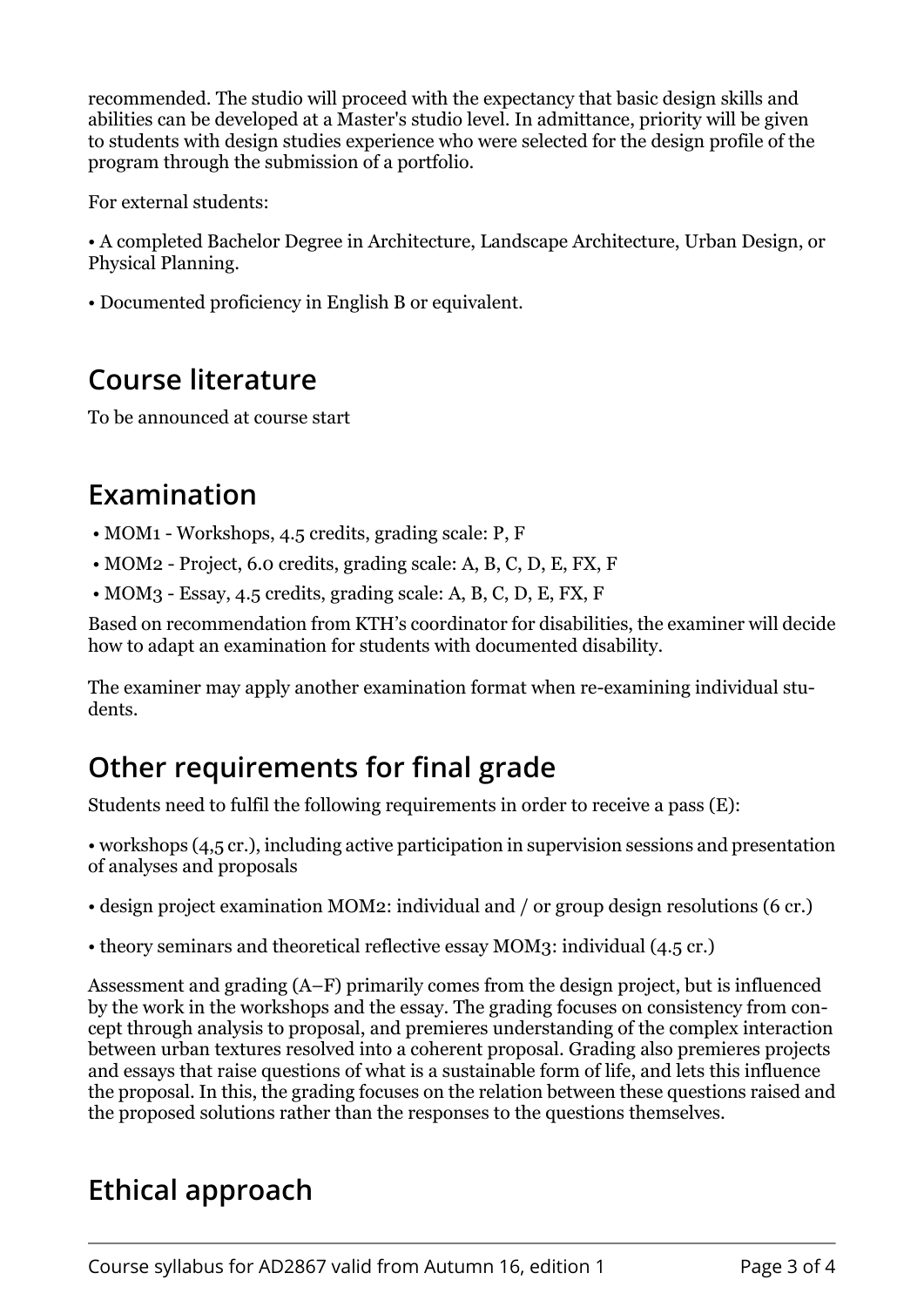recommended. The studio will proceed with the expectancy that basic design skills and abilities can be developed at a Master's studio level. In admittance, priority will be given to students with design studies experience who were selected for the design profile of the program through the submission of a portfolio.

For external students:

• A completed Bachelor Degree in Architecture, Landscape Architecture, Urban Design, or Physical Planning.

• Documented proficiency in English B or equivalent.

## Course literature

To be announced at course start

## Examination

- MOM1 - Workshops, 4.5 credits, grading scale: P, F
- MOM2 - Project, 6.0 credits, grading scale: A, B, C, D, E, FX, F
- MOM3 - Essay, 4.5 credits, grading scale: A, B, C, D, E, FX, F

Based on recommendation from KTH's coordinator for disabilities, the examiner will decide how to adapt an examination for students with documented disability.

The examiner may apply another examination format when re-examining individual students.

## Other requirements for final grade

Students need to fulfil the following requirements in order to receive a pass (E):

• workshops (4,5 cr.), including active participation in supervision sessions and presentation of analyses and proposals

• design project examination MOM2: individual and / or group design resolutions (6 cr.)

• theory seminars and theoretical reflective essay MOM3: individual (4.5 cr.)

Assessment and grading (A–F) primarily comes from the design project, but is influenced by the work in the workshops and the essay. The grading focuses on consistency from concept through analysis to proposal, and premieres understanding of the complex interaction between urban textures resolved into a coherent proposal. Grading also premieres projects and essays that raise questions of what is a sustainable form of life, and lets this influence the proposal. In this, the grading focuses on the relation between these questions raised and the proposed solutions rather than the responses to the questions themselves.

## Ethical approach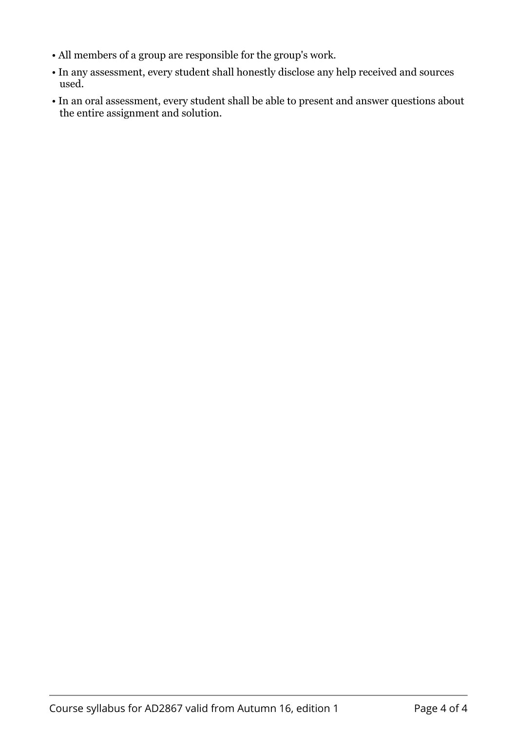- All members of a group are responsible for the group's work.
- In any assessment, every student shall honestly disclose any help received and sources used.
- In an oral assessment, every student shall be able to present and answer questions about the entire assignment and solution.